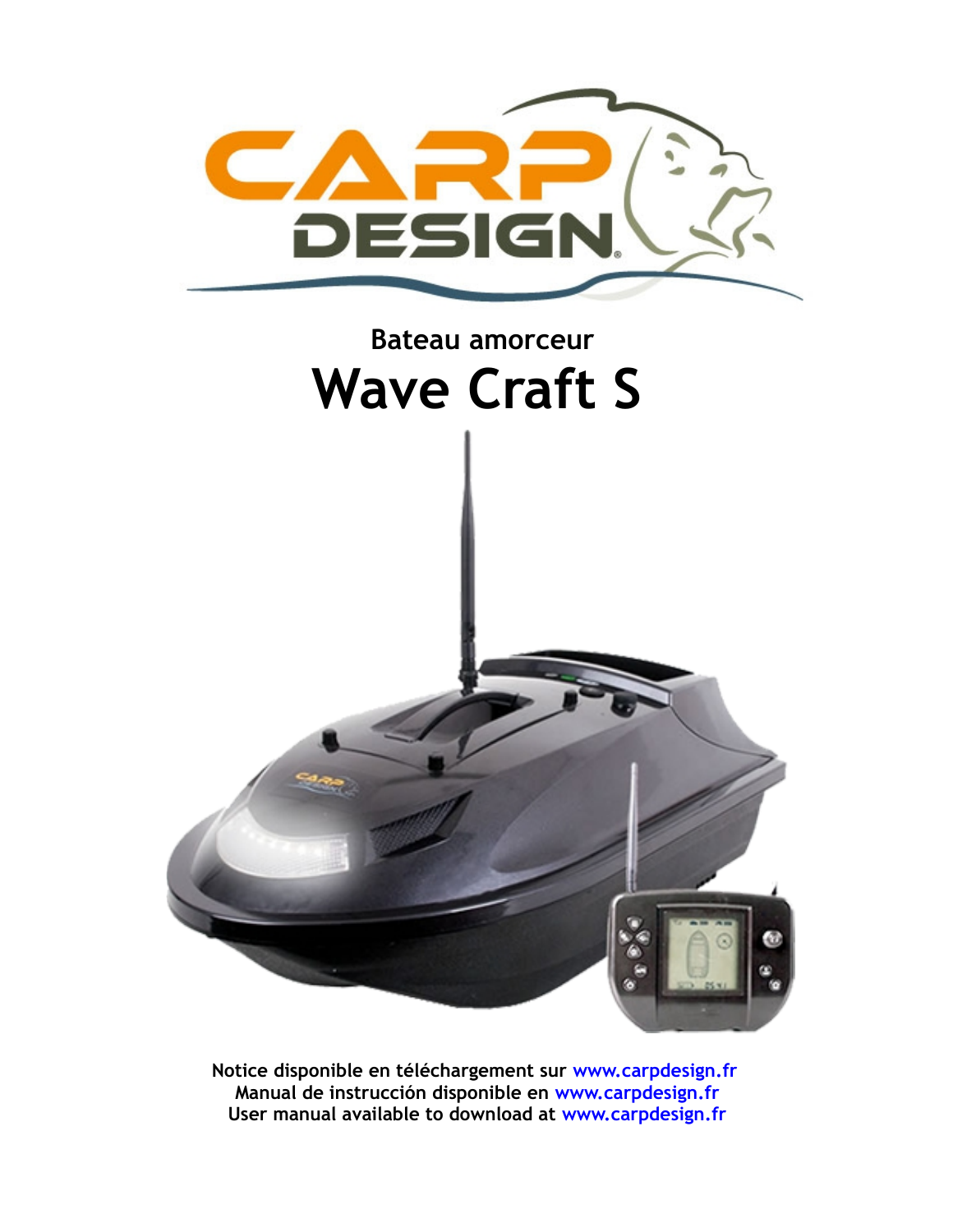## Bateau amorceur

# Wave Craft S

**Notice disponible en téléchargement sur www.carpdesign.fr**
**Manual de instrucción disponible en www.carpdesign.fr**
**User manual available to download at www.carpdesign.fr**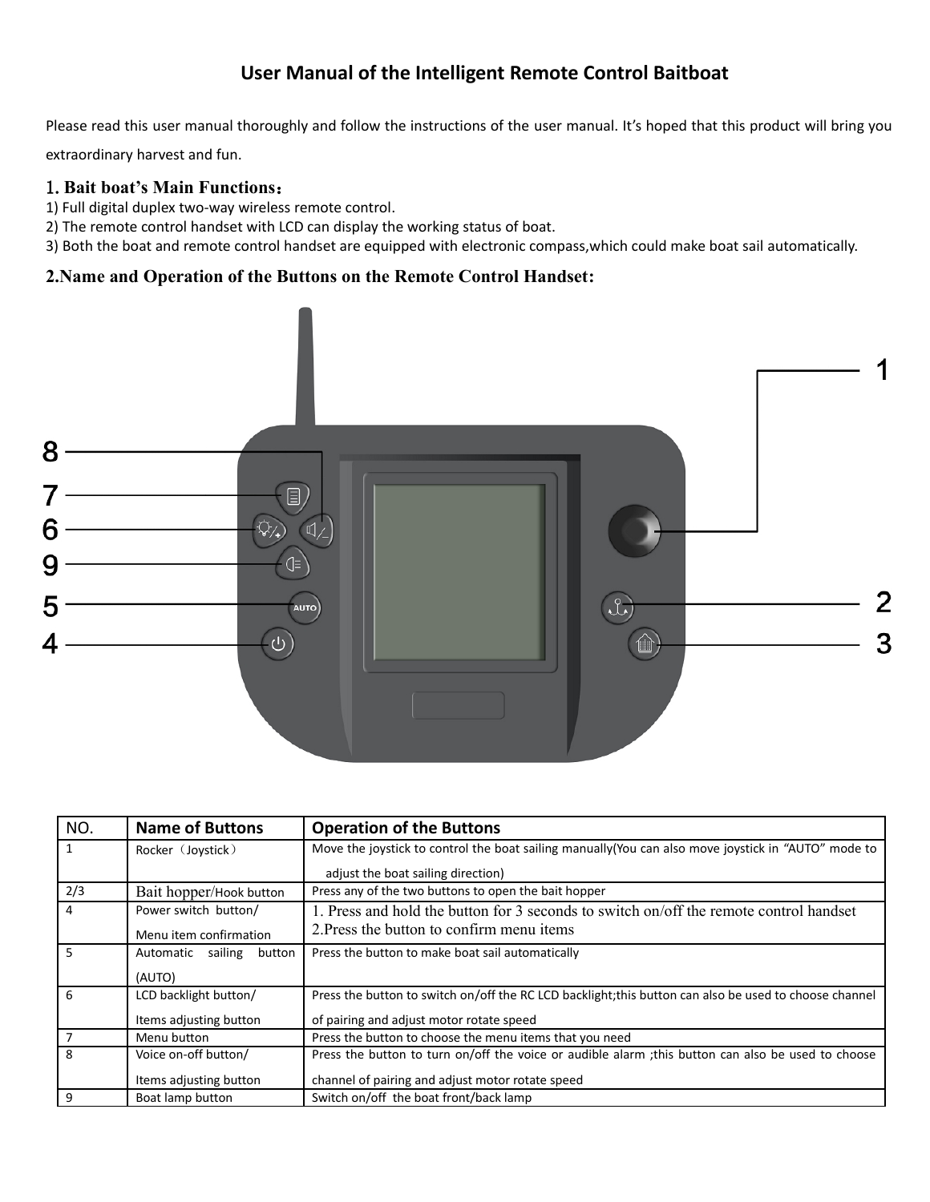# User Manual of the Intelligent Remote Control Baitboat

Please read this user manual thoroughly and follow the instructions of the user manual. It's hoped that this product will bring you extraordinary harvest and fun.

## 1. Bait boat's Main Functions：

1) Full digital duplex two-way wireless remote control.
2) The remote control handset with LCD can display the working status of boat.
3) Both the boat and remote control handset are equipped with electronic compass,which could make boat sail automatically.

## 2.Name and Operation of the Buttons on the Remote Control Handset:

8
7
6
9
5
4
AUTO
1
2
3

| NO. | Name of Buttons | Operation of the Buttons |
|---|---|---|
| 1 | Rocker（Joystick） | Move the joystick to control the boat sailing manually(You can also move joystick in "AUTO" mode to adjust the boat sailing direction) |
| 2/3 | Bait hopper/Hook button | Press any of the two buttons to open the bait hopper |
| 4 | Power switch button/ Menu item confirmation | 1. Press and hold the button for 3 seconds to switch on/off the remote control handset 2.Press the button to confirm menu items |
| 5 | Automatic sailing button (AUTO) | Press the button to make boat sail automatically |
| 6 | LCD backlight button/ Items adjusting button | Press the button to switch on/off the RC LCD backlight;this button can also be used to choose channel of pairing and adjust motor rotate speed |
| 7 | Menu button | Press the button to choose the menu items that you need |
| 8 | Voice on-off button/ Items adjusting button | Press the button to turn on/off the voice or audible alarm ;this button can also be used to choose channel of pairing and adjust motor rotate speed |
| 9 | Boat lamp button | Switch on/off the boat front/back lamp |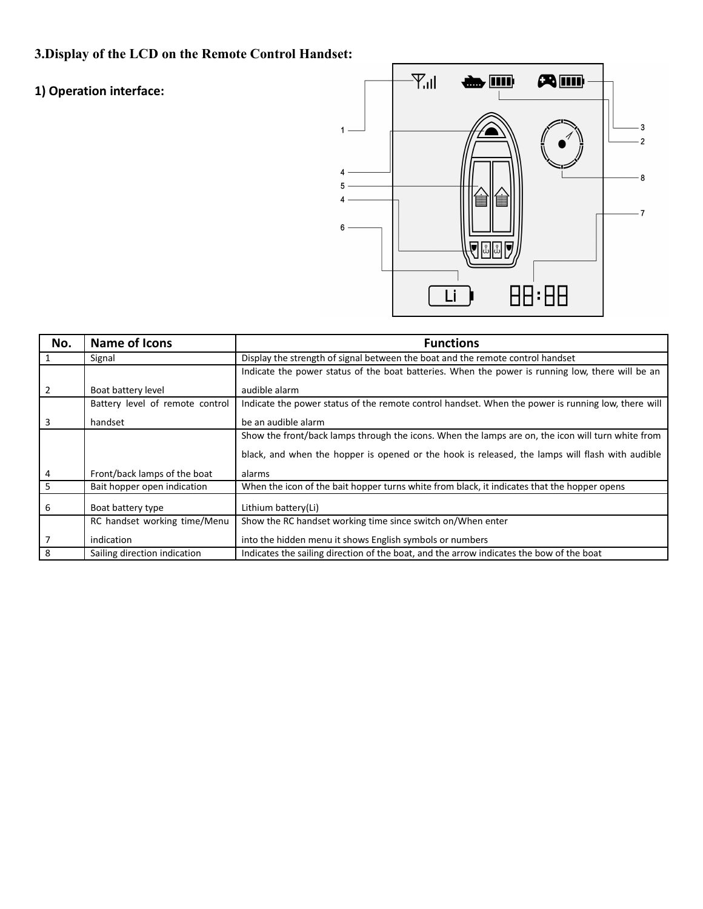**3.Display of the LCD on the Remote Control Handset:**

**1) Operation interface:**

1
4
5
4
6
3
2
8
7
Li
88:88

| No. | Name of Icons | Functions |
|---|---|---|
| 1 | Signal | Display the strength of signal between the boat and the remote control handset |
| 2 | Boat battery level | Indicate the power status of the boat batteries. When the power is running low, there will be an audible alarm |
| 3 | Battery level of remote control handset | Indicate the power status of the remote control handset. When the power is running low, there will be an audible alarm |
| 4 | Front/back lamps of the boat | Show the front/back lamps through the icons. When the lamps are on, the icon will turn white from black, and when the hopper is opened or the hook is released, the lamps will flash with audible alarms |
| 5 | Bait hopper open indication | When the icon of the bait hopper turns white from black, it indicates that the hopper opens |
| 6 | Boat battery type | Lithium battery(Li) |
| 7 | RC handset working time/Menu indication | Show the RC handset working time since switch on/When enter into the hidden menu it shows English symbols or numbers |
| 8 | Sailing direction indication | Indicates the sailing direction of the boat, and the arrow indicates the bow of the boat |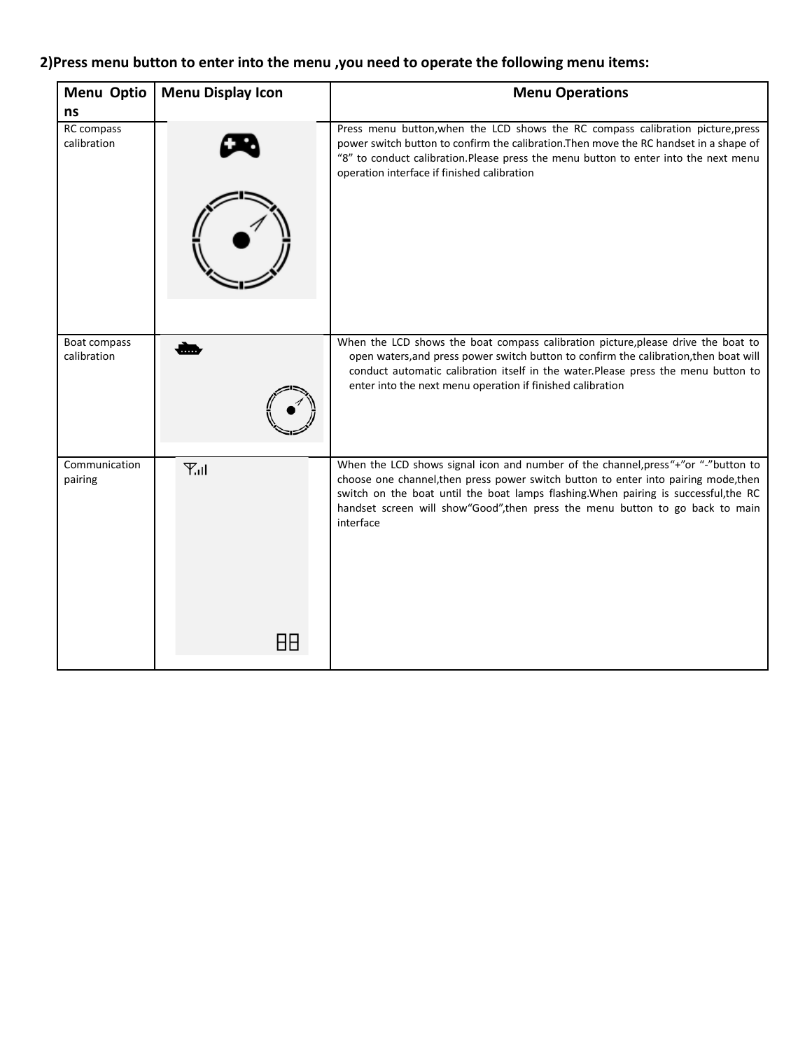**2)Press menu button to enter into the menu ,you need to operate the following menu items:**

| Menu Options | Menu Display Icon | Menu Operations |
|---|---|---|
| RC compass calibration | | Press menu button,when the LCD shows the RC compass calibration picture,press power switch button to confirm the calibration.Then move the RC handset in a shape of "8" to conduct calibration.Please press the menu button to enter into the next menu operation interface if finished calibration |
| Boat compass calibration | | When the LCD shows the boat compass calibration picture,please drive the boat to open waters,and press power switch button to confirm the calibration,then boat will conduct automatic calibration itself in the water.Please press the menu button to enter into the next menu operation if finished calibration |
| Communication pairing | | When the LCD shows signal icon and number of the channel,press"+"or "-"button to choose one channel,then press power switch button to enter into pairing mode,then switch on the boat until the boat lamps flashing.When pairing is successful,the RC handset screen will show"Good",then press the menu button to go back to main interface |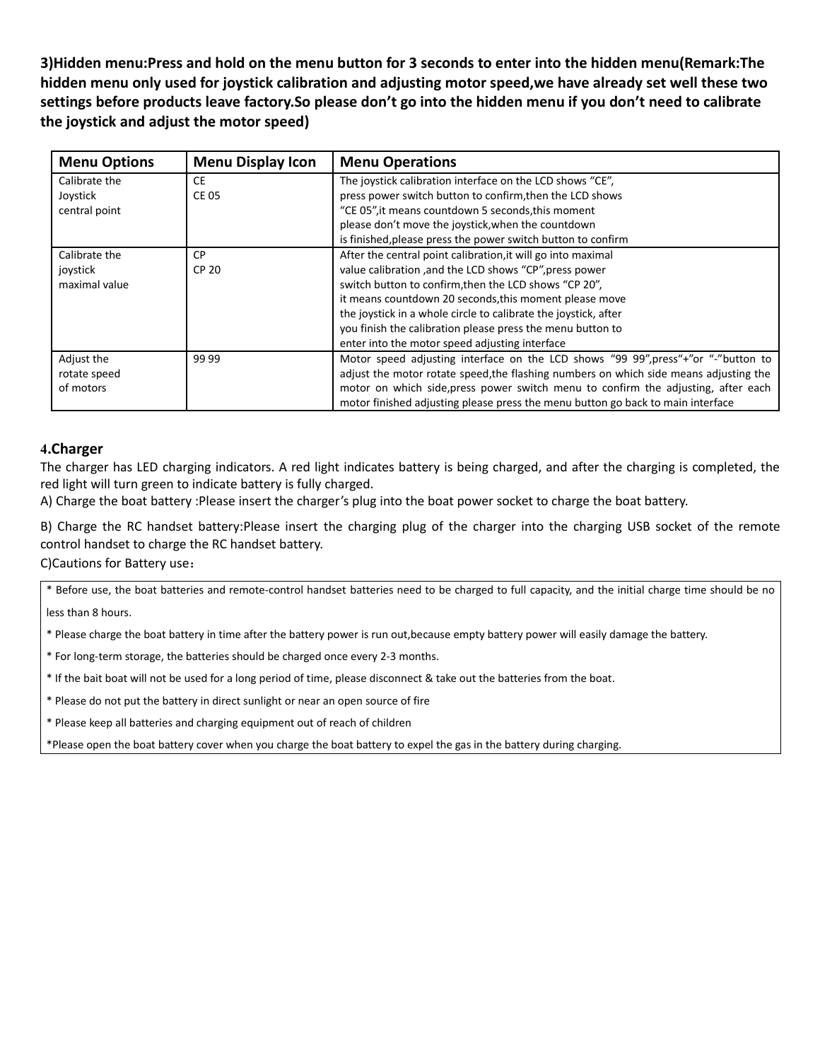**3)Hidden menu:Press and hold on the menu button for 3 seconds to enter into the hidden menu(Remark:The hidden menu only used for joystick calibration and adjusting motor speed,we have already set well these two settings before products leave factory.So please don't go into the hidden menu if you don't need to calibrate the joystick and adjust the motor speed)**

| Menu Options | Menu Display Icon | Menu Operations |
|---|---|---|
| Calibrate the Joystick central point | CE<br>CE 05 | The joystick calibration interface on the LCD shows "CE", press power switch button to confirm,then the LCD shows "CE 05",it means countdown 5 seconds,this moment please don't move the joystick,when the countdown is finished,please press the power switch button to confirm |
| Calibrate the joystick maximal value | CP<br>CP 20 | After the central point calibration,it will go into maximal value calibration ,and the LCD shows "CP",press power switch button to confirm,then the LCD shows "CP 20", it means countdown 20 seconds,this moment please move the joystick in a whole circle to calibrate the joystick, after you finish the calibration please press the menu button to enter into the motor speed adjusting interface |
| Adjust the rotate speed of motors | 99 99 | Motor speed adjusting interface on the LCD shows "99 99",press"+"or "-"button to adjust the motor rotate speed,the flashing numbers on which side means adjusting the motor on which side,press power switch menu to confirm the adjusting, after each motor finished adjusting please press the menu button go back to main interface |

### 4.Charger

The charger has LED charging indicators. A red light indicates battery is being charged, and after the charging is completed, the red light will turn green to indicate battery is fully charged.

A) Charge the boat battery :Please insert the charger's plug into the boat power socket to charge the boat battery.

B) Charge the RC handset battery:Please insert the charging plug of the charger into the charging USB socket of the remote control handset to charge the RC handset battery.

C)Cautions for Battery use：

* Before use, the boat batteries and remote-control handset batteries need to be charged to full capacity, and the initial charge time should be no less than 8 hours.

* Please charge the boat battery in time after the battery power is run out,because empty battery power will easily damage the battery.

* For long-term storage, the batteries should be charged once every 2-3 months.

* If the bait boat will not be used for a long period of time, please disconnect & take out the batteries from the boat.

* Please do not put the battery in direct sunlight or near an open source of fire

* Please keep all batteries and charging equipment out of reach of children

*Please open the boat battery cover when you charge the boat battery to expel the gas in the battery during charging.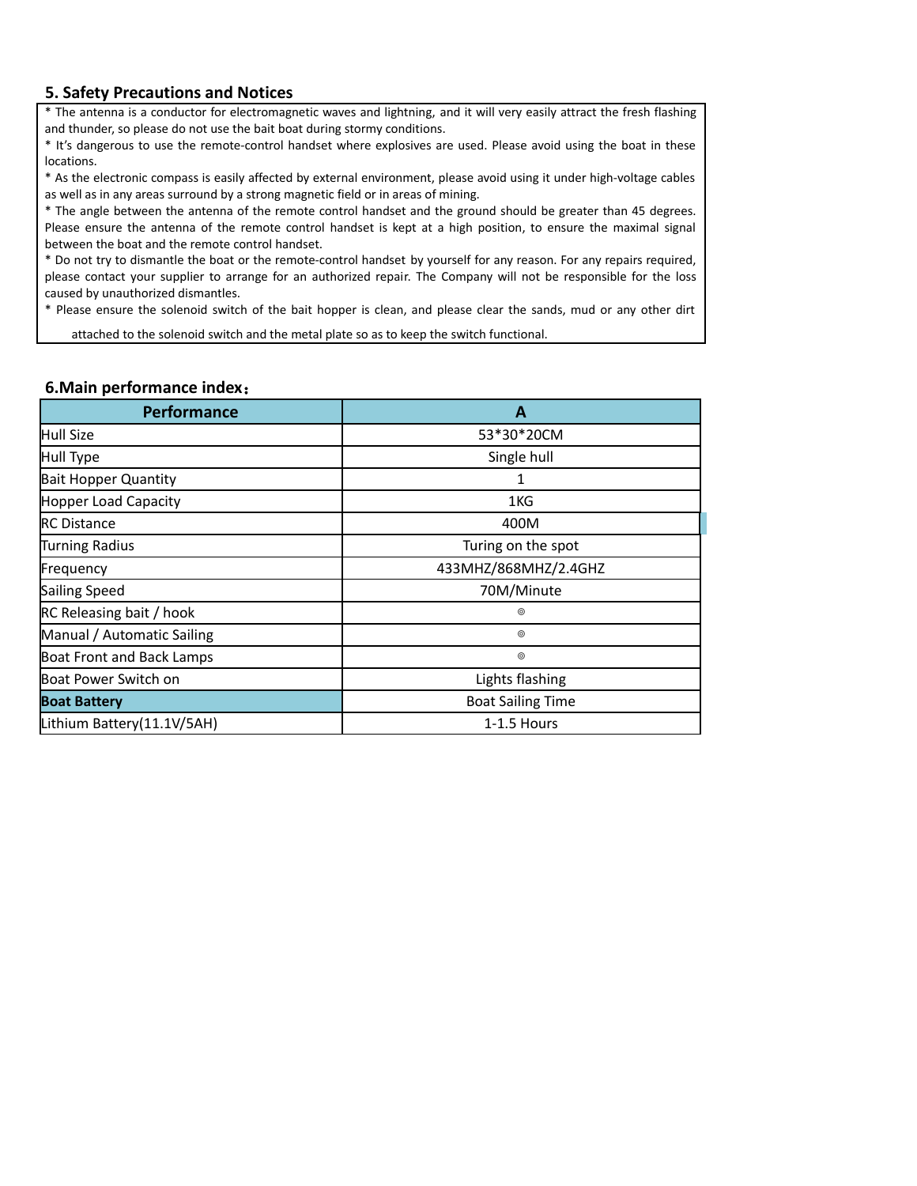## 5. Safety Precautions and Notices

* The antenna is a conductor for electromagnetic waves and lightning, and it will very easily attract the fresh flashing and thunder, so please do not use the bait boat during stormy conditions.
* It's dangerous to use the remote-control handset where explosives are used. Please avoid using the boat in these locations.
* As the electronic compass is easily affected by external environment, please avoid using it under high-voltage cables as well as in any areas surround by a strong magnetic field or in areas of mining.
* The angle between the antenna of the remote control handset and the ground should be greater than 45 degrees. Please ensure the antenna of the remote control handset is kept at a high position, to ensure the maximal signal between the boat and the remote control handset.
* Do not try to dismantle the boat or the remote-control handset by yourself for any reason. For any repairs required, please contact your supplier to arrange for an authorized repair. The Company will not be responsible for the loss caused by unauthorized dismantles.
* Please ensure the solenoid switch of the bait hopper is clean, and please clear the sands, mud or any other dirt attached to the solenoid switch and the metal plate so as to keep the switch functional.

## 6.Main performance index：

| Performance | A |
| --- | --- |
| Hull Size | 53*30*20CM |
| Hull Type | Single hull |
| Bait Hopper Quantity | 1 |
| Hopper Load Capacity | 1KG |
| RC Distance | 400M |
| Turning Radius | Turing on the spot |
| Frequency | 433MHZ/868MHZ/2.4GHZ |
| Sailing Speed | 70M/Minute |
| RC Releasing bait / hook | ◎ |
| Manual / Automatic Sailing | ◎ |
| Boat Front and Back Lamps | ◎ |
| Boat Power Switch on | Lights flashing |
| **Boat Battery** | Boat Sailing Time |
| Lithium Battery(11.1V/5AH) | 1-1.5 Hours |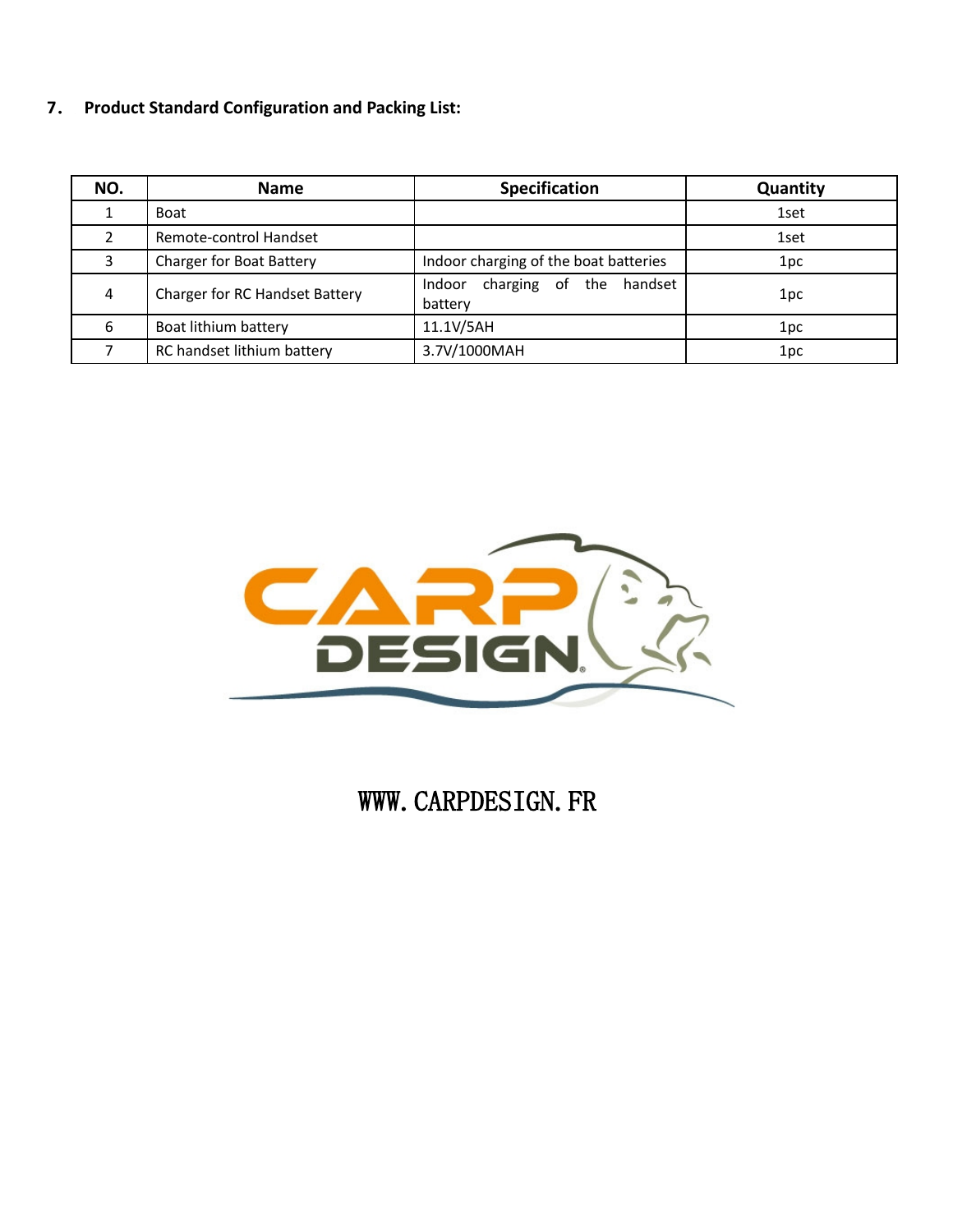## 7. Product Standard Configuration and Packing List:

| NO. | Name | Specification | Quantity |
| --- | --- | --- | --- |
| 1 | Boat | | 1set |
| 2 | Remote-control Handset | | 1set |
| 3 | Charger for Boat Battery | Indoor charging of the boat batteries | 1pc |
| 4 | Charger for RC Handset Battery | Indoor charging of the handset battery | 1pc |
| 6 | Boat lithium battery | 11.1V/5AH | 1pc |
| 7 | RC handset lithium battery | 3.7V/1000MAH | 1pc |

CARP DESIGN

WWW.CARPDESIGN.FR